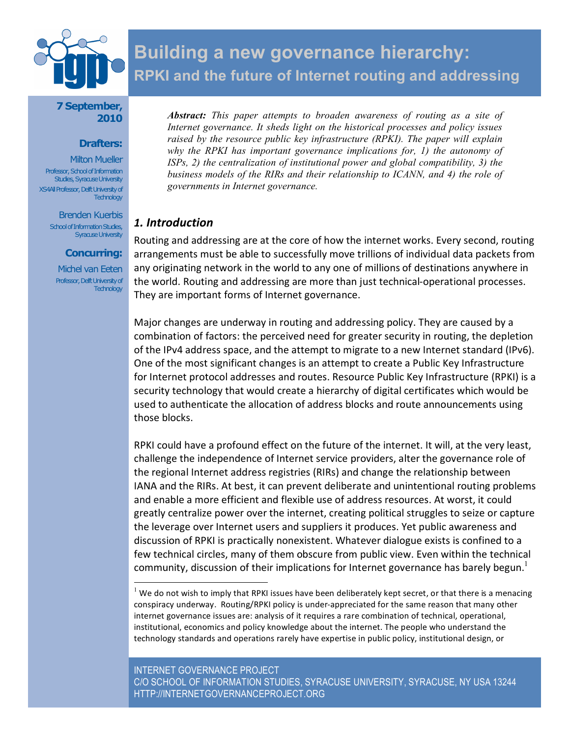# Building a new governance hierarchy:

## RPKI and the future of Internet routing and addressing

**7 September, 2010**

**Drafters:**

Milton Mueller
Professor, School of Information Studies, Syracuse University
XS4All Professor, Delft University of Technology

Brenden Kuerbis
School of Information Studies, Syracuse University

**Concurring:**

Michel van Eeten
Professor, Delft University of Technology

***Abstract:*** *This paper attempts to broaden awareness of routing as a site of Internet governance. It sheds light on the historical processes and policy issues raised by the resource public key infrastructure (RPKI). The paper will explain why the RPKI has important governance implications for, 1) the autonomy of ISPs, 2) the centralization of institutional power and global compatibility, 3) the business models of the RIRs and their relationship to ICANN, and 4) the role of governments in Internet governance.*

### *1. Introduction*

Routing and addressing are at the core of how the internet works. Every second, routing arrangements must be able to successfully move trillions of individual data packets from any originating network in the world to any one of millions of destinations anywhere in the world. Routing and addressing are more than just technical-operational processes. They are important forms of Internet governance.

Major changes are underway in routing and addressing policy. They are caused by a combination of factors: the perceived need for greater security in routing, the depletion of the IPv4 address space, and the attempt to migrate to a new Internet standard (IPv6). One of the most significant changes is an attempt to create a Public Key Infrastructure for Internet protocol addresses and routes. Resource Public Key Infrastructure (RPKI) is a security technology that would create a hierarchy of digital certificates which would be used to authenticate the allocation of address blocks and route announcements using those blocks.

RPKI could have a profound effect on the future of the internet. It will, at the very least, challenge the independence of Internet service providers, alter the governance role of the regional Internet address registries (RIRs) and change the relationship between IANA and the RIRs. At best, it can prevent deliberate and unintentional routing problems and enable a more efficient and flexible use of address resources. At worst, it could greatly centralize power over the internet, creating political struggles to seize or capture the leverage over Internet users and suppliers it produces. Yet public awareness and discussion of RPKI is practically nonexistent. Whatever dialogue exists is confined to a few technical circles, many of them obscure from public view. Even within the technical community, discussion of their implications for Internet governance has barely begun.[1]

[1] We do not wish to imply that RPKI issues have been deliberately kept secret, or that there is a menacing conspiracy underway. Routing/RPKI policy is under-appreciated for the same reason that many other internet governance issues are: analysis of it requires a rare combination of technical, operational, institutional, economics and policy knowledge about the internet. The people who understand the technology standards and operations rarely have expertise in public policy, institutional design, or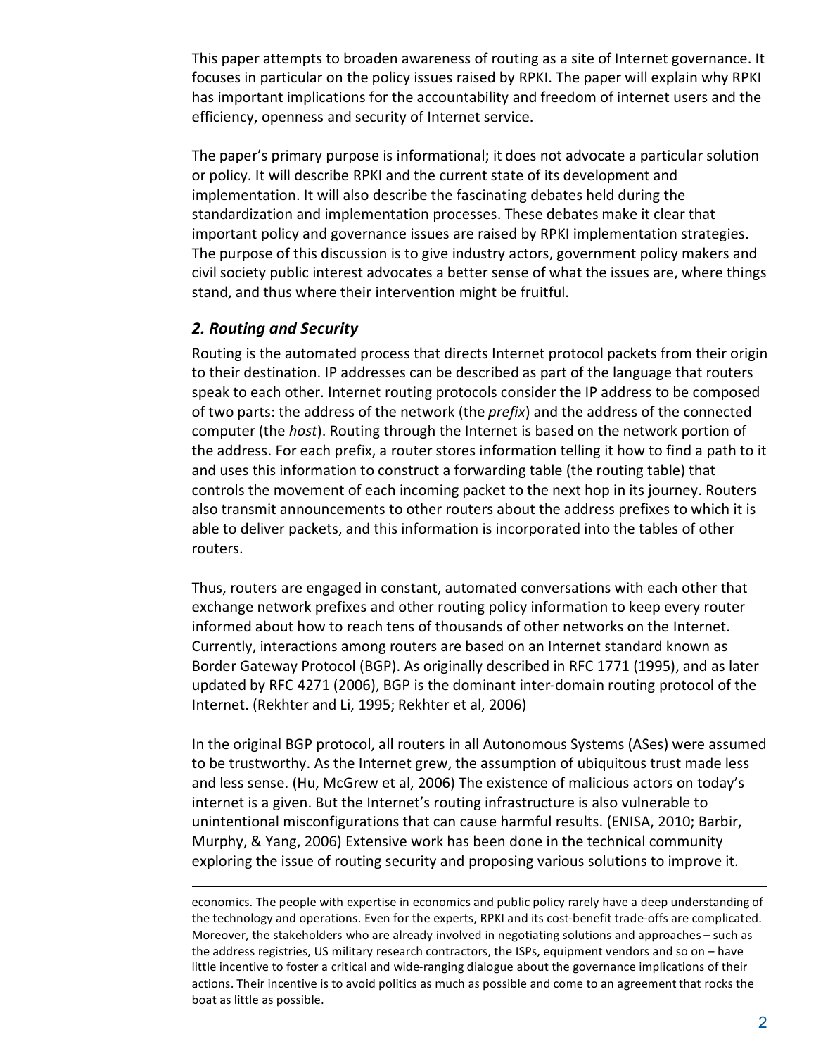This paper attempts to broaden awareness of routing as a site of Internet governance. It focuses in particular on the policy issues raised by RPKI. The paper will explain why RPKI has important implications for the accountability and freedom of internet users and the efficiency, openness and security of Internet service.

The paper's primary purpose is informational; it does not advocate a particular solution or policy. It will describe RPKI and the current state of its development and implementation. It will also describe the fascinating debates held during the standardization and implementation processes. These debates make it clear that important policy and governance issues are raised by RPKI implementation strategies. The purpose of this discussion is to give industry actors, government policy makers and civil society public interest advocates a better sense of what the issues are, where things stand, and thus where their intervention might be fruitful.

## *2. Routing and Security*

Routing is the automated process that directs Internet protocol packets from their origin to their destination. IP addresses can be described as part of the language that routers speak to each other. Internet routing protocols consider the IP address to be composed of two parts: the address of the network (the *prefix*) and the address of the connected computer (the *host*). Routing through the Internet is based on the network portion of the address. For each prefix, a router stores information telling it how to find a path to it and uses this information to construct a forwarding table (the routing table) that controls the movement of each incoming packet to the next hop in its journey. Routers also transmit announcements to other routers about the address prefixes to which it is able to deliver packets, and this information is incorporated into the tables of other routers.

Thus, routers are engaged in constant, automated conversations with each other that exchange network prefixes and other routing policy information to keep every router informed about how to reach tens of thousands of other networks on the Internet. Currently, interactions among routers are based on an Internet standard known as Border Gateway Protocol (BGP). As originally described in RFC 1771 (1995), and as later updated by RFC 4271 (2006), BGP is the dominant inter-domain routing protocol of the Internet. (Rekhter and Li, 1995; Rekhter et al, 2006)

In the original BGP protocol, all routers in all Autonomous Systems (ASes) were assumed to be trustworthy. As the Internet grew, the assumption of ubiquitous trust made less and less sense. (Hu, McGrew et al, 2006) The existence of malicious actors on today's internet is a given. But the Internet's routing infrastructure is also vulnerable to unintentional misconfigurations that can cause harmful results. (ENISA, 2010; Barbir, Murphy, & Yang, 2006) Extensive work has been done in the technical community exploring the issue of routing security and proposing various solutions to improve it.

---

economics. The people with expertise in economics and public policy rarely have a deep understanding of the technology and operations. Even for the experts, RPKI and its cost-benefit trade-offs are complicated. Moreover, the stakeholders who are already involved in negotiating solutions and approaches – such as the address registries, US military research contractors, the ISPs, equipment vendors and so on – have little incentive to foster a critical and wide-ranging dialogue about the governance implications of their actions. Their incentive is to avoid politics as much as possible and come to an agreement that rocks the boat as little as possible.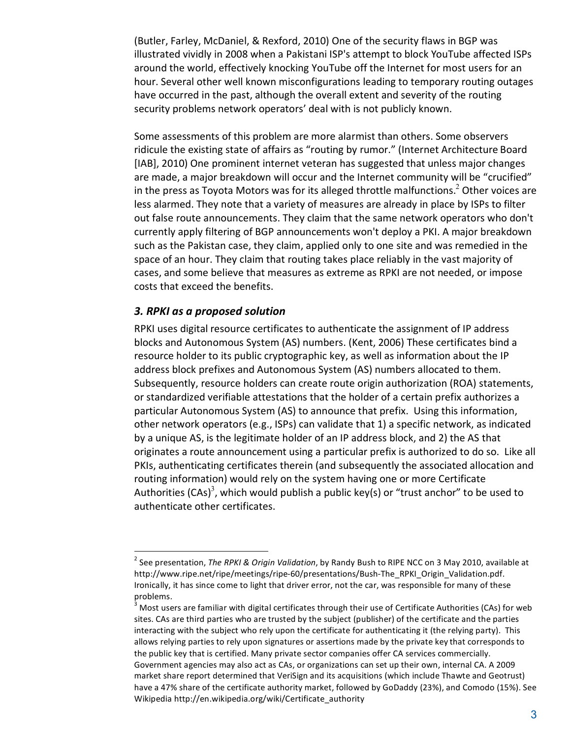(Butler, Farley, McDaniel, & Rexford, 2010) One of the security flaws in BGP was illustrated vividly in 2008 when a Pakistani ISP's attempt to block YouTube affected ISPs around the world, effectively knocking YouTube off the Internet for most users for an hour. Several other well known misconfigurations leading to temporary routing outages have occurred in the past, although the overall extent and severity of the routing security problems network operators' deal with is not publicly known.

Some assessments of this problem are more alarmist than others. Some observers ridicule the existing state of affairs as "routing by rumor." (Internet Architecture Board [IAB], 2010) One prominent internet veteran has suggested that unless major changes are made, a major breakdown will occur and the Internet community will be "crucified" in the press as Toyota Motors was for its alleged throttle malfunctions.[2] Other voices are less alarmed. They note that a variety of measures are already in place by ISPs to filter out false route announcements. They claim that the same network operators who don't currently apply filtering of BGP announcements won't deploy a PKI. A major breakdown such as the Pakistan case, they claim, applied only to one site and was remedied in the space of an hour. They claim that routing takes place reliably in the vast majority of cases, and some believe that measures as extreme as RPKI are not needed, or impose costs that exceed the benefits.

### *3. RPKI as a proposed solution*

RPKI uses digital resource certificates to authenticate the assignment of IP address blocks and Autonomous System (AS) numbers. (Kent, 2006) These certificates bind a resource holder to its public cryptographic key, as well as information about the IP address block prefixes and Autonomous System (AS) numbers allocated to them. Subsequently, resource holders can create route origin authorization (ROA) statements, or standardized verifiable attestations that the holder of a certain prefix authorizes a particular Autonomous System (AS) to announce that prefix. Using this information, other network operators (e.g., ISPs) can validate that 1) a specific network, as indicated by a unique AS, is the legitimate holder of an IP address block, and 2) the AS that originates a route announcement using a particular prefix is authorized to do so. Like all PKIs, authenticating certificates therein (and subsequently the associated allocation and routing information) would rely on the system having one or more Certificate Authorities (CAs)[3], which would publish a public key(s) or "trust anchor" to be used to authenticate other certificates.

---

[2] See presentation, *The RPKI & Origin Validation*, by Randy Bush to RIPE NCC on 3 May 2010, available at http://www.ripe.net/ripe/meetings/ripe-60/presentations/Bush-The_RPKI_Origin_Validation.pdf. Ironically, it has since come to light that driver error, not the car, was responsible for many of these problems.

[3] Most users are familiar with digital certificates through their use of Certificate Authorities (CAs) for web sites. CAs are third parties who are trusted by the subject (publisher) of the certificate and the parties interacting with the subject who rely upon the certificate for authenticating it (the relying party). This allows relying parties to rely upon signatures or assertions made by the private key that corresponds to the public key that is certified. Many private sector companies offer CA services commercially. Government agencies may also act as CAs, or organizations can set up their own, internal CA. A 2009 market share report determined that VeriSign and its acquisitions (which include Thawte and Geotrust) have a 47% share of the certificate authority market, followed by GoDaddy (23%), and Comodo (15%). See Wikipedia http://en.wikipedia.org/wiki/Certificate_authority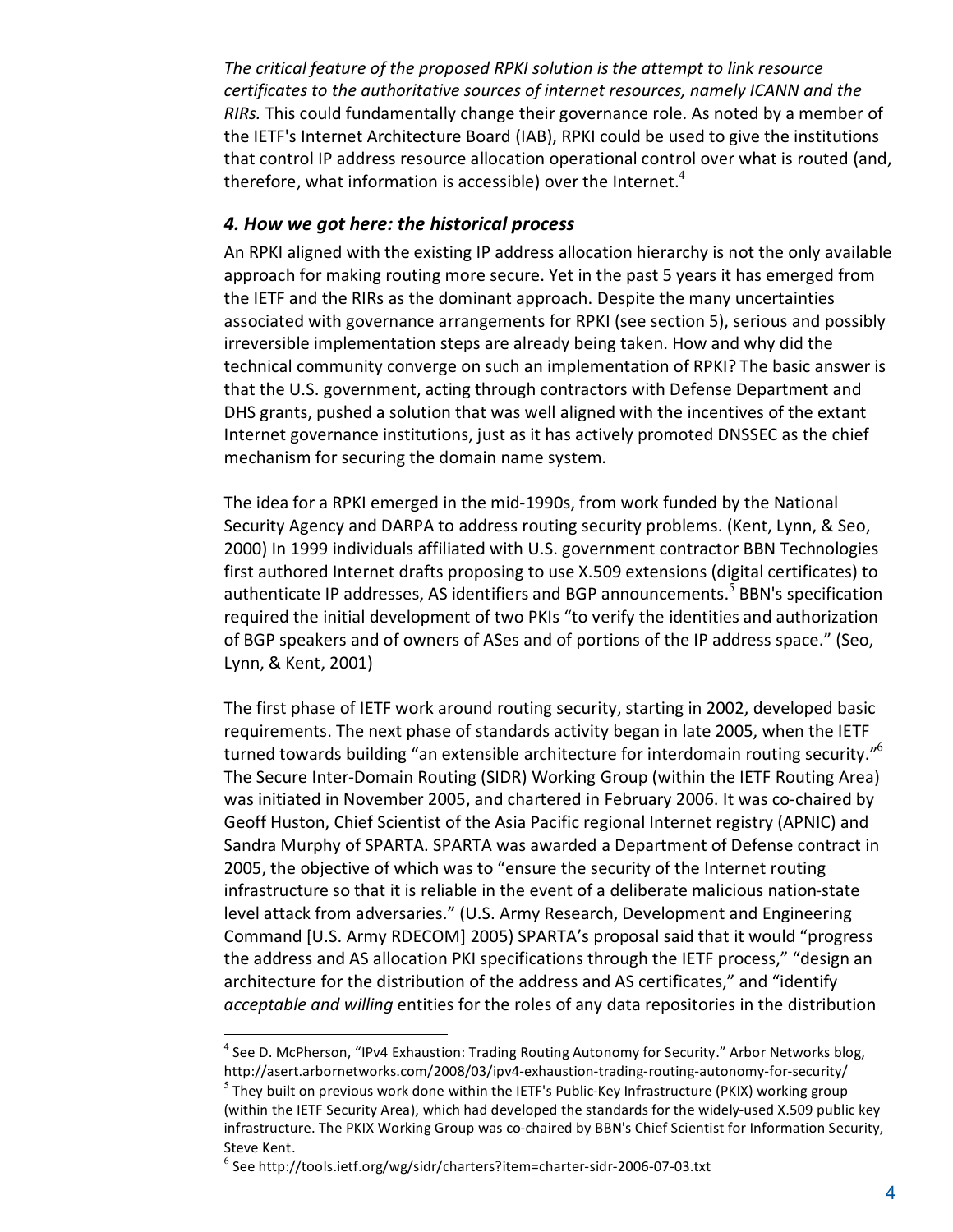*The critical feature of the proposed RPKI solution is the attempt to link resource certificates to the authoritative sources of internet resources, namely ICANN and the RIRs.* This could fundamentally change their governance role. As noted by a member of the IETF's Internet Architecture Board (IAB), RPKI could be used to give the institutions that control IP address resource allocation operational control over what is routed (and, therefore, what information is accessible) over the Internet.[4]

### *4. How we got here: the historical process*

An RPKI aligned with the existing IP address allocation hierarchy is not the only available approach for making routing more secure. Yet in the past 5 years it has emerged from the IETF and the RIRs as the dominant approach. Despite the many uncertainties associated with governance arrangements for RPKI (see section 5), serious and possibly irreversible implementation steps are already being taken. How and why did the technical community converge on such an implementation of RPKI? The basic answer is that the U.S. government, acting through contractors with Defense Department and DHS grants, pushed a solution that was well aligned with the incentives of the extant Internet governance institutions, just as it has actively promoted DNSSEC as the chief mechanism for securing the domain name system.

The idea for a RPKI emerged in the mid-1990s, from work funded by the National Security Agency and DARPA to address routing security problems. (Kent, Lynn, & Seo, 2000) In 1999 individuals affiliated with U.S. government contractor BBN Technologies first authored Internet drafts proposing to use X.509 extensions (digital certificates) to authenticate IP addresses, AS identifiers and BGP announcements.[5] BBN's specification required the initial development of two PKIs "to verify the identities and authorization of BGP speakers and of owners of ASes and of portions of the IP address space." (Seo, Lynn, & Kent, 2001)

The first phase of IETF work around routing security, starting in 2002, developed basic requirements. The next phase of standards activity began in late 2005, when the IETF turned towards building "an extensible architecture for interdomain routing security."[6] The Secure Inter-Domain Routing (SIDR) Working Group (within the IETF Routing Area) was initiated in November 2005, and chartered in February 2006. It was co-chaired by Geoff Huston, Chief Scientist of the Asia Pacific regional Internet registry (APNIC) and Sandra Murphy of SPARTA. SPARTA was awarded a Department of Defense contract in 2005, the objective of which was to "ensure the security of the Internet routing infrastructure so that it is reliable in the event of a deliberate malicious nation-state level attack from adversaries." (U.S. Army Research, Development and Engineering Command [U.S. Army RDECOM] 2005) SPARTA's proposal said that it would "progress the address and AS allocation PKI specifications through the IETF process," "design an architecture for the distribution of the address and AS certificates," and "identify *acceptable and willing* entities for the roles of any data repositories in the distribution

---

[4] See D. McPherson, "IPv4 Exhaustion: Trading Routing Autonomy for Security." Arbor Networks blog, http://asert.arbornetworks.com/2008/03/ipv4-exhaustion-trading-routing-autonomy-for-security/

[5] They built on previous work done within the IETF's Public-Key Infrastructure (PKIX) working group (within the IETF Security Area), which had developed the standards for the widely-used X.509 public key infrastructure. The PKIX Working Group was co-chaired by BBN's Chief Scientist for Information Security, Steve Kent.

[6] See http://tools.ietf.org/wg/sidr/charters?item=charter-sidr-2006-07-03.txt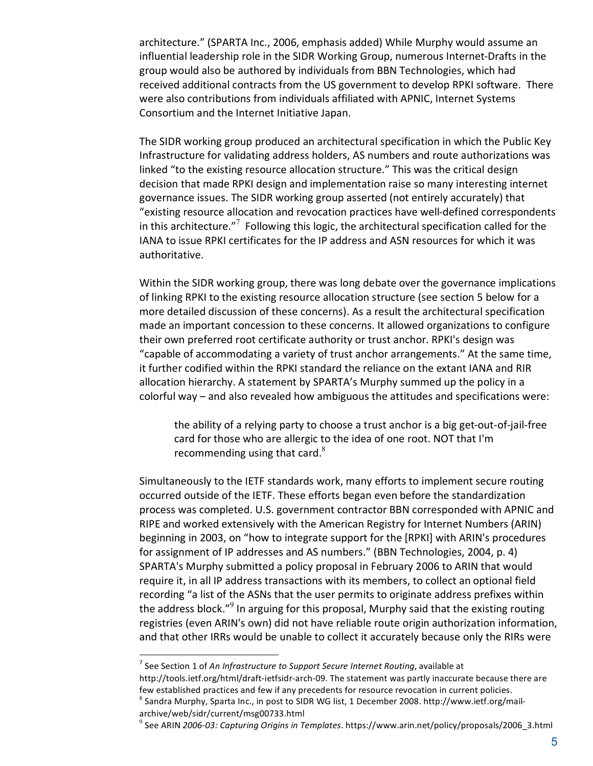architecture." (SPARTA Inc., 2006, emphasis added) While Murphy would assume an influential leadership role in the SIDR Working Group, numerous Internet-Drafts in the group would also be authored by individuals from BBN Technologies, which had received additional contracts from the US government to develop RPKI software. There were also contributions from individuals affiliated with APNIC, Internet Systems Consortium and the Internet Initiative Japan.

The SIDR working group produced an architectural specification in which the Public Key Infrastructure for validating address holders, AS numbers and route authorizations was linked "to the existing resource allocation structure." This was the critical design decision that made RPKI design and implementation raise so many interesting internet governance issues. The SIDR working group asserted (not entirely accurately) that "existing resource allocation and revocation practices have well-defined correspondents in this architecture."[7] Following this logic, the architectural specification called for the IANA to issue RPKI certificates for the IP address and ASN resources for which it was authoritative.

Within the SIDR working group, there was long debate over the governance implications of linking RPKI to the existing resource allocation structure (see section 5 below for a more detailed discussion of these concerns). As a result the architectural specification made an important concession to these concerns. It allowed organizations to configure their own preferred root certificate authority or trust anchor. RPKI's design was "capable of accommodating a variety of trust anchor arrangements." At the same time, it further codified within the RPKI standard the reliance on the extant IANA and RIR allocation hierarchy. A statement by SPARTA's Murphy summed up the policy in a colorful way – and also revealed how ambiguous the attitudes and specifications were:

> the ability of a relying party to choose a trust anchor is a big get-out-of-jail-free card for those who are allergic to the idea of one root. NOT that I'm recommending using that card.[8]

Simultaneously to the IETF standards work, many efforts to implement secure routing occurred outside of the IETF. These efforts began even before the standardization process was completed. U.S. government contractor BBN corresponded with APNIC and RIPE and worked extensively with the American Registry for Internet Numbers (ARIN) beginning in 2003, on "how to integrate support for the [RPKI] with ARIN's procedures for assignment of IP addresses and AS numbers." (BBN Technologies, 2004, p. 4) SPARTA's Murphy submitted a policy proposal in February 2006 to ARIN that would require it, in all IP address transactions with its members, to collect an optional field recording "a list of the ASNs that the user permits to originate address prefixes within the address block."[9] In arguing for this proposal, Murphy said that the existing routing registries (even ARIN's own) did not have reliable route origin authorization information, and that other IRRs would be unable to collect it accurately because only the RIRs were

---

[7] See Section 1 of *An Infrastructure to Support Secure Internet Routing*, available at http://tools.ietf.org/html/draft-ietfsidr-arch-09. The statement was partly inaccurate because there are few established practices and few if any precedents for resource revocation in current policies.

[8] Sandra Murphy, Sparta Inc., in post to SIDR WG list, 1 December 2008. http://www.ietf.org/mail-archive/web/sidr/current/msg00733.html

[9] See ARIN *2006-03: Capturing Origins in Templates*. https://www.arin.net/policy/proposals/2006_3.html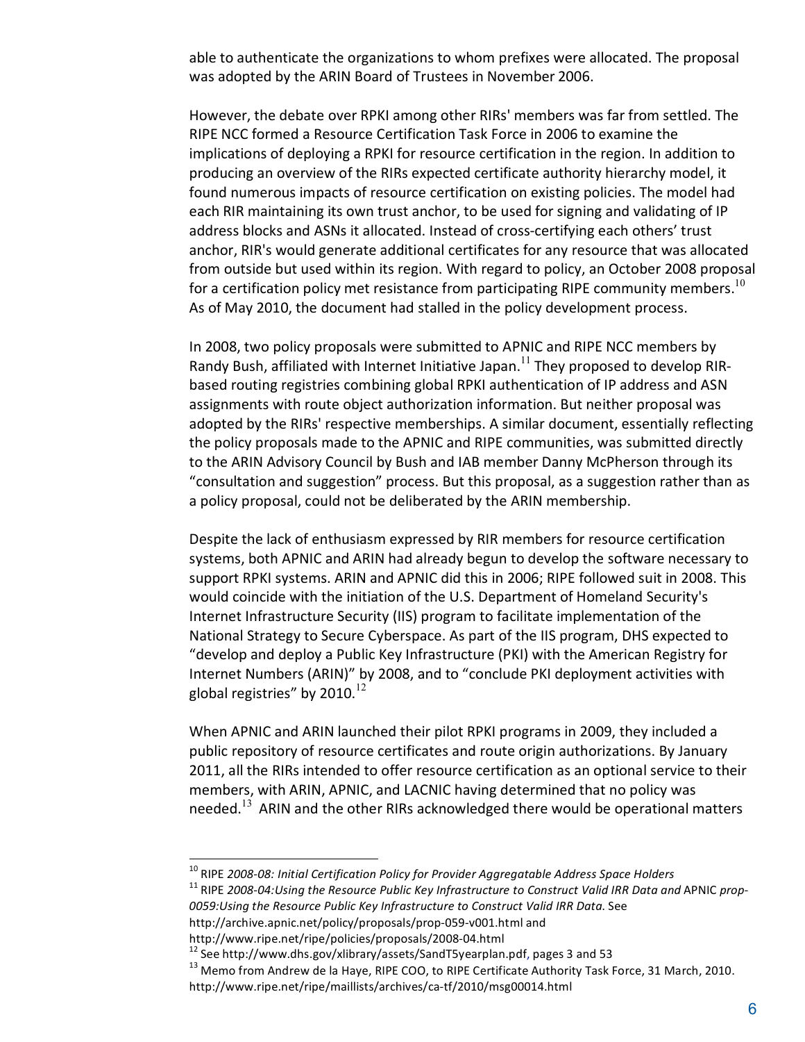able to authenticate the organizations to whom prefixes were allocated. The proposal was adopted by the ARIN Board of Trustees in November 2006.

However, the debate over RPKI among other RIRs' members was far from settled. The RIPE NCC formed a Resource Certification Task Force in 2006 to examine the implications of deploying a RPKI for resource certification in the region. In addition to producing an overview of the RIRs expected certificate authority hierarchy model, it found numerous impacts of resource certification on existing policies. The model had each RIR maintaining its own trust anchor, to be used for signing and validating of IP address blocks and ASNs it allocated. Instead of cross-certifying each others' trust anchor, RIR's would generate additional certificates for any resource that was allocated from outside but used within its region. With regard to policy, an October 2008 proposal for a certification policy met resistance from participating RIPE community members.[10] As of May 2010, the document had stalled in the policy development process.

In 2008, two policy proposals were submitted to APNIC and RIPE NCC members by Randy Bush, affiliated with Internet Initiative Japan.[11] They proposed to develop RIR-based routing registries combining global RPKI authentication of IP address and ASN assignments with route object authorization information. But neither proposal was adopted by the RIRs' respective memberships. A similar document, essentially reflecting the policy proposals made to the APNIC and RIPE communities, was submitted directly to the ARIN Advisory Council by Bush and IAB member Danny McPherson through its "consultation and suggestion" process. But this proposal, as a suggestion rather than as a policy proposal, could not be deliberated by the ARIN membership.

Despite the lack of enthusiasm expressed by RIR members for resource certification systems, both APNIC and ARIN had already begun to develop the software necessary to support RPKI systems. ARIN and APNIC did this in 2006; RIPE followed suit in 2008. This would coincide with the initiation of the U.S. Department of Homeland Security's Internet Infrastructure Security (IIS) program to facilitate implementation of the National Strategy to Secure Cyberspace. As part of the IIS program, DHS expected to "develop and deploy a Public Key Infrastructure (PKI) with the American Registry for Internet Numbers (ARIN)" by 2008, and to "conclude PKI deployment activities with global registries" by 2010.[12]

When APNIC and ARIN launched their pilot RPKI programs in 2009, they included a public repository of resource certificates and route origin authorizations. By January 2011, all the RIRs intended to offer resource certification as an optional service to their members, with ARIN, APNIC, and LACNIC having determined that no policy was needed.[13] ARIN and the other RIRs acknowledged there would be operational matters

---

[10] RIPE *2008-08: Initial Certification Policy for Provider Aggregatable Address Space Holders*

[11] RIPE *2008-04:Using the Resource Public Key Infrastructure to Construct Valid IRR Data and* APNIC *prop-0059:Using the Resource Public Key Infrastructure to Construct Valid IRR Data.* See http://archive.apnic.net/policy/proposals/prop-059-v001.html and http://www.ripe.net/ripe/policies/proposals/2008-04.html

[12] See http://www.dhs.gov/xlibrary/assets/SandT5yearplan.pdf, pages 3 and 53

[13] Memo from Andrew de la Haye, RIPE COO, to RIPE Certificate Authority Task Force, 31 March, 2010. http://www.ripe.net/ripe/maillists/archives/ca-tf/2010/msg00014.html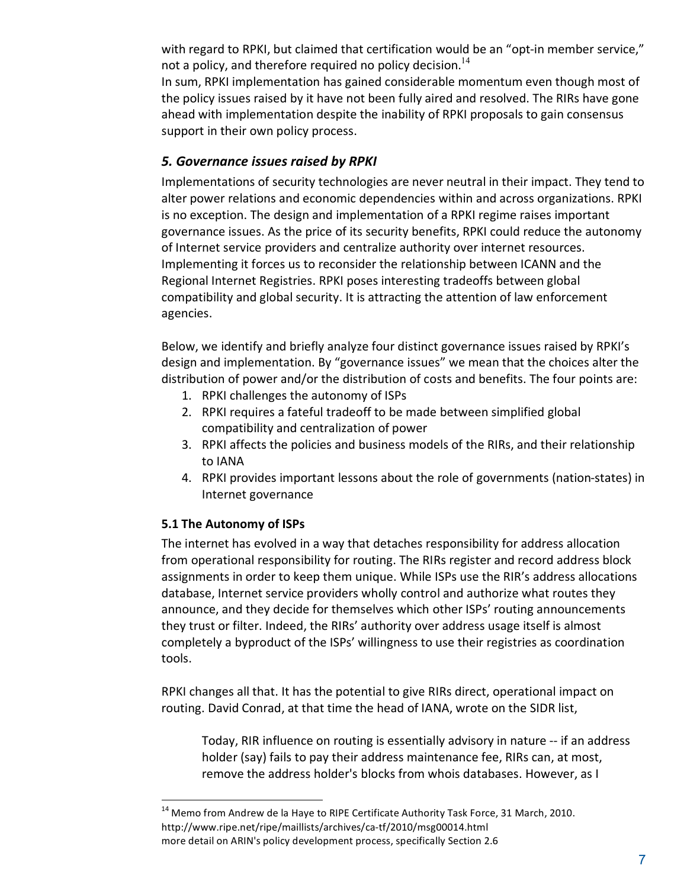with regard to RPKI, but claimed that certification would be an "opt-in member service," not a policy, and therefore required no policy decision.[14]

In sum, RPKI implementation has gained considerable momentum even though most of the policy issues raised by it have not been fully aired and resolved. The RIRs have gone ahead with implementation despite the inability of RPKI proposals to gain consensus support in their own policy process.

## *5. Governance issues raised by RPKI*

Implementations of security technologies are never neutral in their impact. They tend to alter power relations and economic dependencies within and across organizations. RPKI is no exception. The design and implementation of a RPKI regime raises important governance issues. As the price of its security benefits, RPKI could reduce the autonomy of Internet service providers and centralize authority over internet resources. Implementing it forces us to reconsider the relationship between ICANN and the Regional Internet Registries. RPKI poses interesting tradeoffs between global compatibility and global security. It is attracting the attention of law enforcement agencies.

Below, we identify and briefly analyze four distinct governance issues raised by RPKI's design and implementation. By "governance issues" we mean that the choices alter the distribution of power and/or the distribution of costs and benefits. The four points are:

1. RPKI challenges the autonomy of ISPs
2. RPKI requires a fateful tradeoff to be made between simplified global compatibility and centralization of power
3. RPKI affects the policies and business models of the RIRs, and their relationship to IANA
4. RPKI provides important lessons about the role of governments (nation-states) in Internet governance

### 5.1 The Autonomy of ISPs

The internet has evolved in a way that detaches responsibility for address allocation from operational responsibility for routing. The RIRs register and record address block assignments in order to keep them unique. While ISPs use the RIR's address allocations database, Internet service providers wholly control and authorize what routes they announce, and they decide for themselves which other ISPs' routing announcements they trust or filter. Indeed, the RIRs' authority over address usage itself is almost completely a byproduct of the ISPs' willingness to use their registries as coordination tools.

RPKI changes all that. It has the potential to give RIRs direct, operational impact on routing. David Conrad, at that time the head of IANA, wrote on the SIDR list,

> Today, RIR influence on routing is essentially advisory in nature -- if an address holder (say) fails to pay their address maintenance fee, RIRs can, at most, remove the address holder's blocks from whois databases. However, as I

---

[14] Memo from Andrew de la Haye to RIPE Certificate Authority Task Force, 31 March, 2010. http://www.ripe.net/ripe/maillists/archives/ca-tf/2010/msg00014.html more detail on ARIN's policy development process, specifically Section 2.6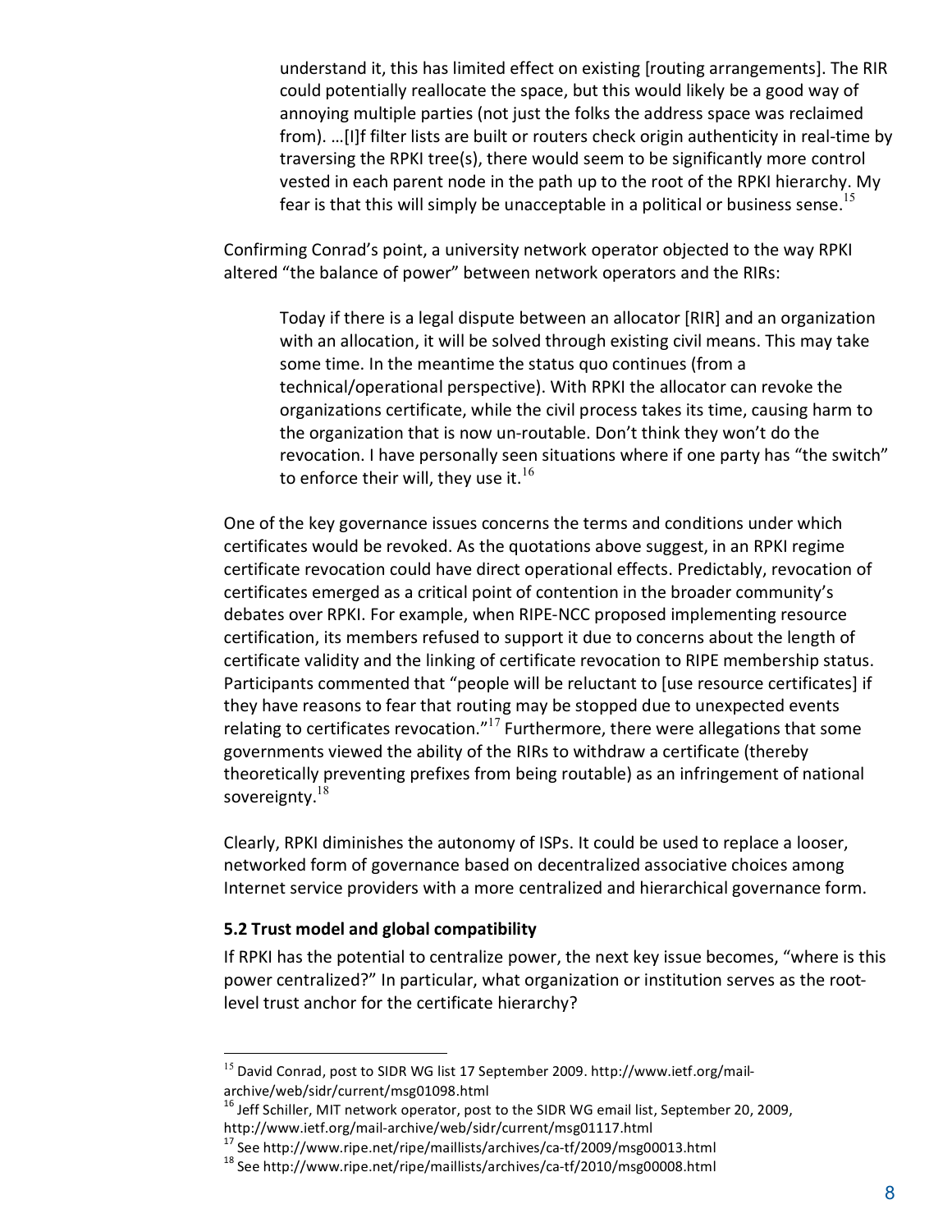> understand it, this has limited effect on existing [routing arrangements]. The RIR could potentially reallocate the space, but this would likely be a good way of annoying multiple parties (not just the folks the address space was reclaimed from). …[I]f filter lists are built or routers check origin authenticity in real-time by traversing the RPKI tree(s), there would seem to be significantly more control vested in each parent node in the path up to the root of the RPKI hierarchy. My fear is that this will simply be unacceptable in a political or business sense.[15]

Confirming Conrad's point, a university network operator objected to the way RPKI altered "the balance of power" between network operators and the RIRs:

> Today if there is a legal dispute between an allocator [RIR] and an organization with an allocation, it will be solved through existing civil means. This may take some time. In the meantime the status quo continues (from a technical/operational perspective). With RPKI the allocator can revoke the organizations certificate, while the civil process takes its time, causing harm to the organization that is now un-routable. Don't think they won't do the revocation. I have personally seen situations where if one party has "the switch" to enforce their will, they use it.[16]

One of the key governance issues concerns the terms and conditions under which certificates would be revoked. As the quotations above suggest, in an RPKI regime certificate revocation could have direct operational effects. Predictably, revocation of certificates emerged as a critical point of contention in the broader community's debates over RPKI. For example, when RIPE-NCC proposed implementing resource certification, its members refused to support it due to concerns about the length of certificate validity and the linking of certificate revocation to RIPE membership status. Participants commented that "people will be reluctant to [use resource certificates] if they have reasons to fear that routing may be stopped due to unexpected events relating to certificates revocation."[17] Furthermore, there were allegations that some governments viewed the ability of the RIRs to withdraw a certificate (thereby theoretically preventing prefixes from being routable) as an infringement of national sovereignty.[18]

Clearly, RPKI diminishes the autonomy of ISPs. It could be used to replace a looser, networked form of governance based on decentralized associative choices among Internet service providers with a more centralized and hierarchical governance form.

### 5.2 Trust model and global compatibility

If RPKI has the potential to centralize power, the next key issue becomes, "where is this power centralized?" In particular, what organization or institution serves as the root-level trust anchor for the certificate hierarchy?

---

[15] David Conrad, post to SIDR WG list 17 September 2009. http://www.ietf.org/mail-archive/web/sidr/current/msg01098.html

[16] Jeff Schiller, MIT network operator, post to the SIDR WG email list, September 20, 2009, http://www.ietf.org/mail-archive/web/sidr/current/msg01117.html

[17] See http://www.ripe.net/ripe/maillists/archives/ca-tf/2009/msg00013.html

[18] See http://www.ripe.net/ripe/maillists/archives/ca-tf/2010/msg00008.html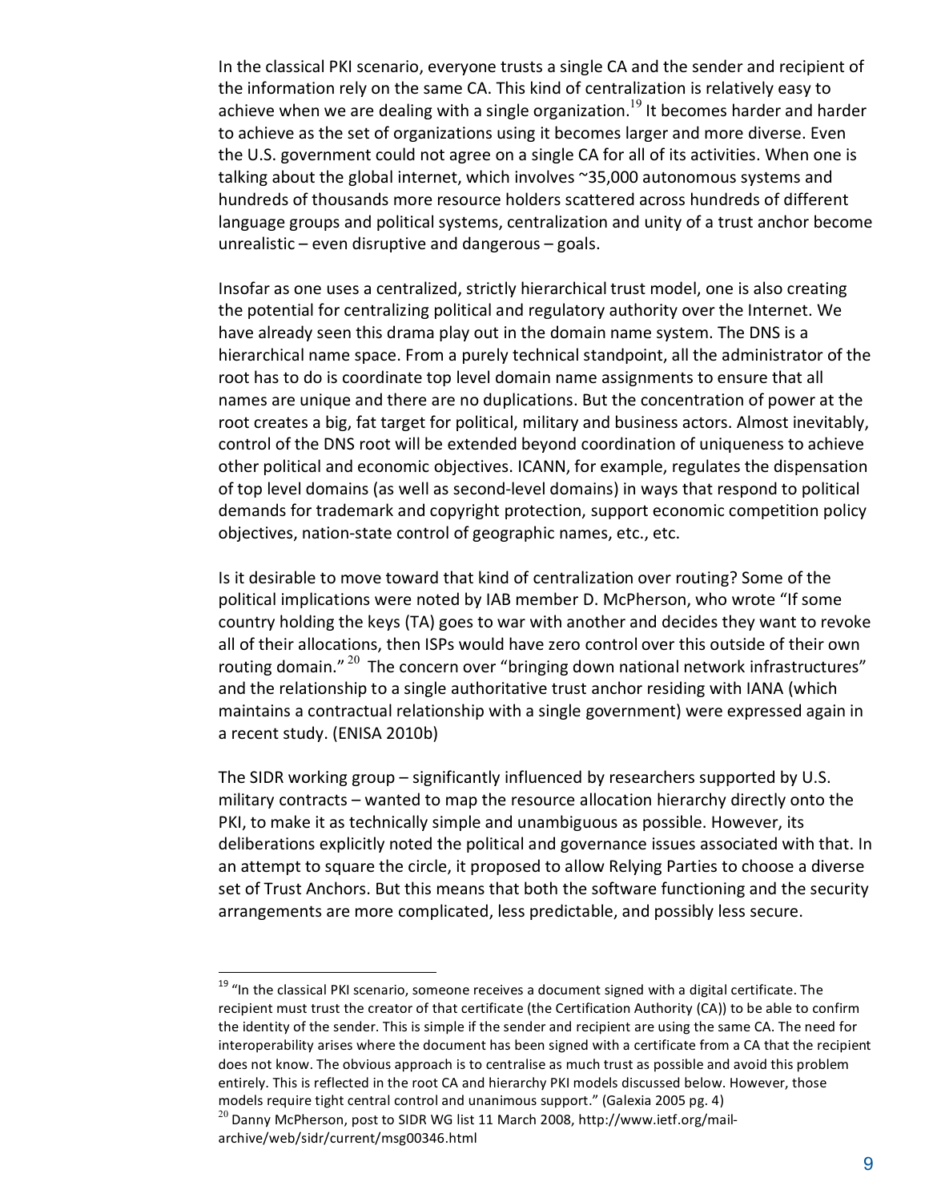In the classical PKI scenario, everyone trusts a single CA and the sender and recipient of the information rely on the same CA. This kind of centralization is relatively easy to achieve when we are dealing with a single organization.[19] It becomes harder and harder to achieve as the set of organizations using it becomes larger and more diverse. Even the U.S. government could not agree on a single CA for all of its activities. When one is talking about the global internet, which involves ~35,000 autonomous systems and hundreds of thousands more resource holders scattered across hundreds of different language groups and political systems, centralization and unity of a trust anchor become unrealistic – even disruptive and dangerous – goals.

Insofar as one uses a centralized, strictly hierarchical trust model, one is also creating the potential for centralizing political and regulatory authority over the Internet. We have already seen this drama play out in the domain name system. The DNS is a hierarchical name space. From a purely technical standpoint, all the administrator of the root has to do is coordinate top level domain name assignments to ensure that all names are unique and there are no duplications. But the concentration of power at the root creates a big, fat target for political, military and business actors. Almost inevitably, control of the DNS root will be extended beyond coordination of uniqueness to achieve other political and economic objectives. ICANN, for example, regulates the dispensation of top level domains (as well as second-level domains) in ways that respond to political demands for trademark and copyright protection, support economic competition policy objectives, nation-state control of geographic names, etc., etc.

Is it desirable to move toward that kind of centralization over routing? Some of the political implications were noted by IAB member D. McPherson, who wrote "If some country holding the keys (TA) goes to war with another and decides they want to revoke all of their allocations, then ISPs would have zero control over this outside of their own routing domain." [20] The concern over "bringing down national network infrastructures" and the relationship to a single authoritative trust anchor residing with IANA (which maintains a contractual relationship with a single government) were expressed again in a recent study. (ENISA 2010b)

The SIDR working group – significantly influenced by researchers supported by U.S. military contracts – wanted to map the resource allocation hierarchy directly onto the PKI, to make it as technically simple and unambiguous as possible. However, its deliberations explicitly noted the political and governance issues associated with that. In an attempt to square the circle, it proposed to allow Relying Parties to choose a diverse set of Trust Anchors. But this means that both the software functioning and the security arrangements are more complicated, less predictable, and possibly less secure.

---

[19] "In the classical PKI scenario, someone receives a document signed with a digital certificate. The recipient must trust the creator of that certificate (the Certification Authority (CA)) to be able to confirm the identity of the sender. This is simple if the sender and recipient are using the same CA. The need for interoperability arises where the document has been signed with a certificate from a CA that the recipient does not know. The obvious approach is to centralise as much trust as possible and avoid this problem entirely. This is reflected in the root CA and hierarchy PKI models discussed below. However, those models require tight central control and unanimous support." (Galexia 2005 pg. 4)

[20] Danny McPherson, post to SIDR WG list 11 March 2008, http://www.ietf.org/mail-archive/web/sidr/current/msg00346.html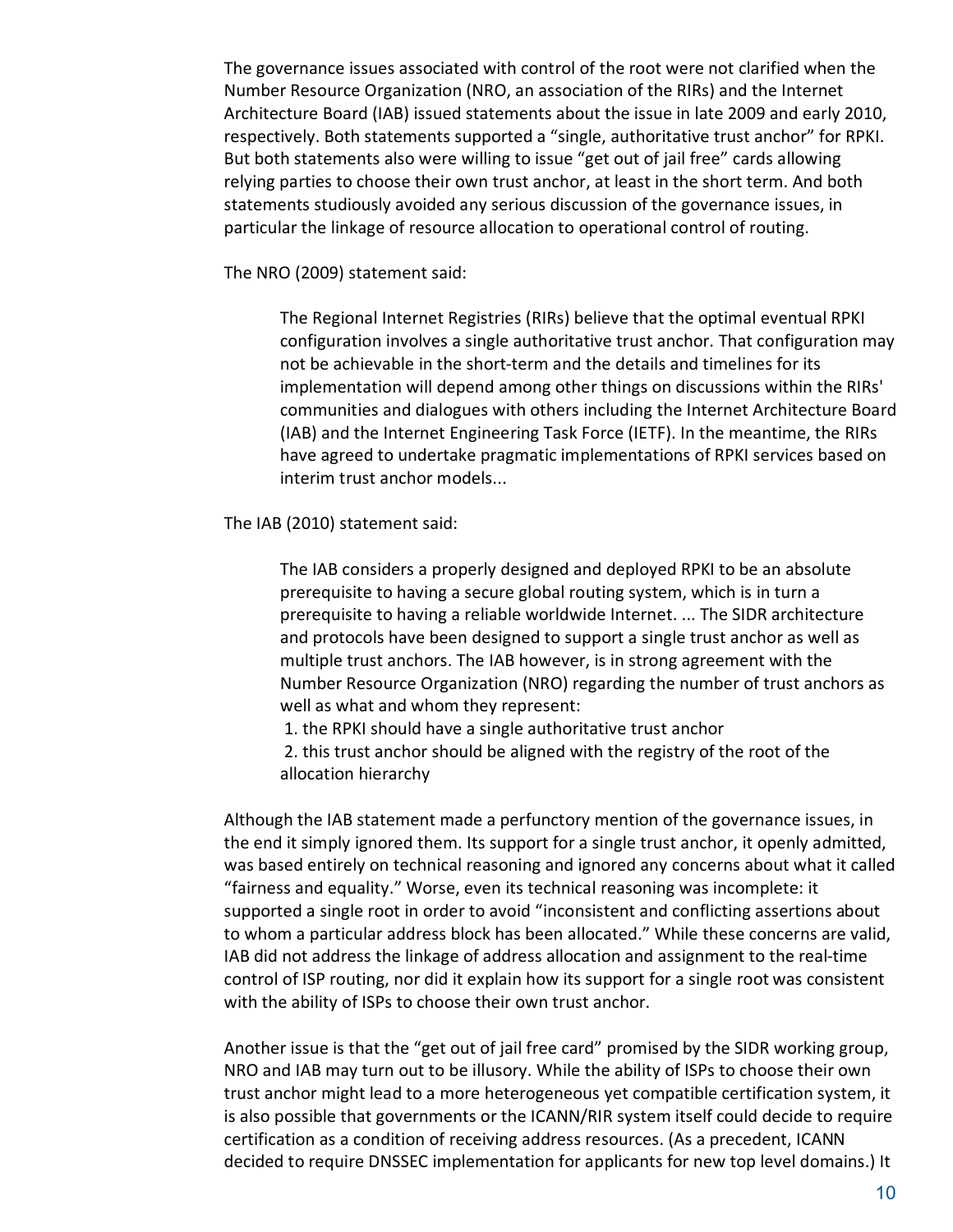The governance issues associated with control of the root were not clarified when the Number Resource Organization (NRO, an association of the RIRs) and the Internet Architecture Board (IAB) issued statements about the issue in late 2009 and early 2010, respectively. Both statements supported a "single, authoritative trust anchor" for RPKI. But both statements also were willing to issue "get out of jail free" cards allowing relying parties to choose their own trust anchor, at least in the short term. And both statements studiously avoided any serious discussion of the governance issues, in particular the linkage of resource allocation to operational control of routing.

The NRO (2009) statement said:

> The Regional Internet Registries (RIRs) believe that the optimal eventual RPKI configuration involves a single authoritative trust anchor. That configuration may not be achievable in the short-term and the details and timelines for its implementation will depend among other things on discussions within the RIRs' communities and dialogues with others including the Internet Architecture Board (IAB) and the Internet Engineering Task Force (IETF). In the meantime, the RIRs have agreed to undertake pragmatic implementations of RPKI services based on interim trust anchor models...

The IAB (2010) statement said:

> The IAB considers a properly designed and deployed RPKI to be an absolute prerequisite to having a secure global routing system, which is in turn a prerequisite to having a reliable worldwide Internet. ... The SIDR architecture and protocols have been designed to support a single trust anchor as well as multiple trust anchors. The IAB however, is in strong agreement with the Number Resource Organization (NRO) regarding the number of trust anchors as well as what and whom they represent:
>
> 1. the RPKI should have a single authoritative trust anchor
> 2. this trust anchor should be aligned with the registry of the root of the allocation hierarchy

Although the IAB statement made a perfunctory mention of the governance issues, in the end it simply ignored them. Its support for a single trust anchor, it openly admitted, was based entirely on technical reasoning and ignored any concerns about what it called "fairness and equality." Worse, even its technical reasoning was incomplete: it supported a single root in order to avoid "inconsistent and conflicting assertions about to whom a particular address block has been allocated." While these concerns are valid, IAB did not address the linkage of address allocation and assignment to the real-time control of ISP routing, nor did it explain how its support for a single root was consistent with the ability of ISPs to choose their own trust anchor.

Another issue is that the "get out of jail free card" promised by the SIDR working group, NRO and IAB may turn out to be illusory. While the ability of ISPs to choose their own trust anchor might lead to a more heterogeneous yet compatible certification system, it is also possible that governments or the ICANN/RIR system itself could decide to require certification as a condition of receiving address resources. (As a precedent, ICANN decided to require DNSSEC implementation for applicants for new top level domains.) It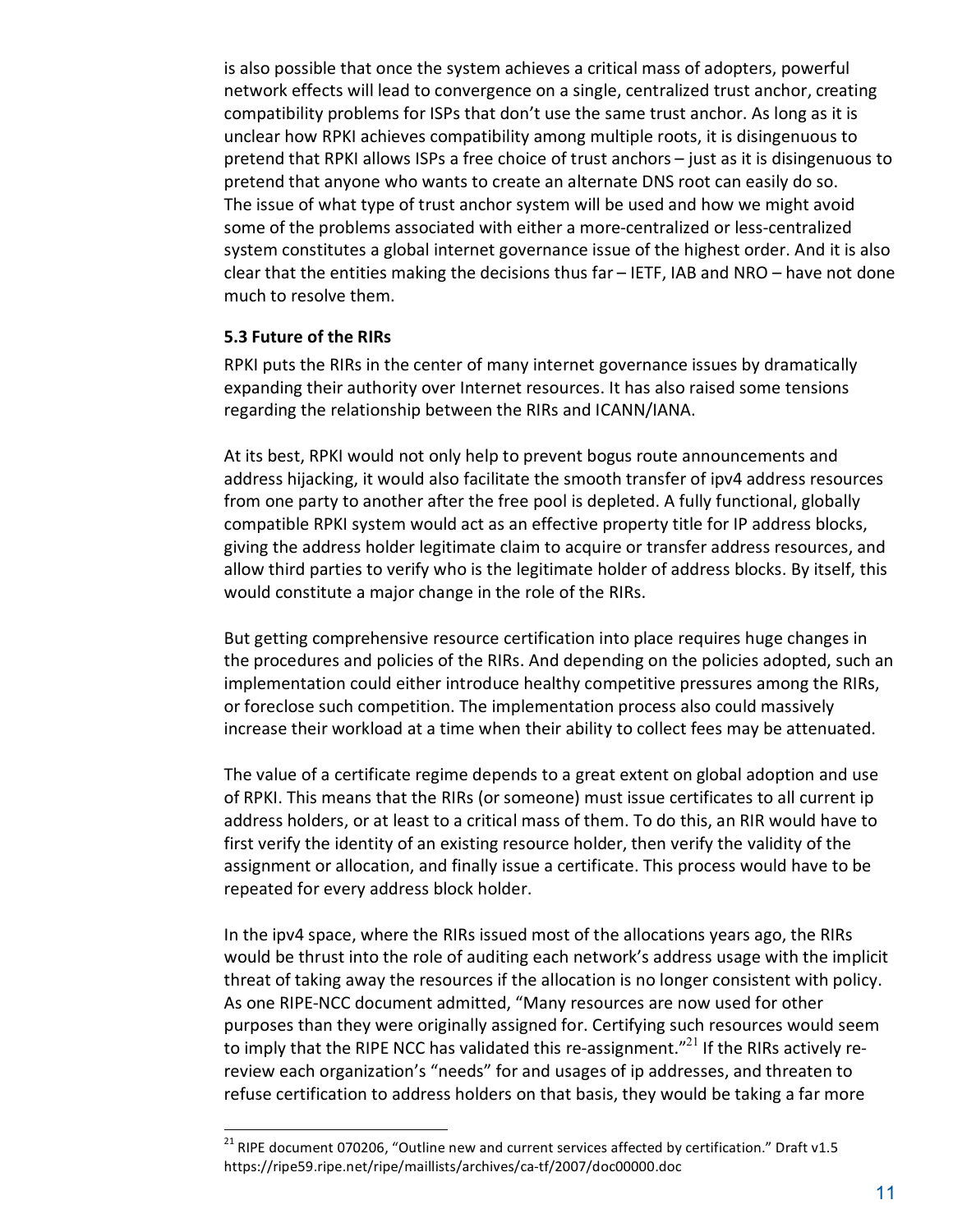is also possible that once the system achieves a critical mass of adopters, powerful network effects will lead to convergence on a single, centralized trust anchor, creating compatibility problems for ISPs that don't use the same trust anchor. As long as it is unclear how RPKI achieves compatibility among multiple roots, it is disingenuous to pretend that RPKI allows ISPs a free choice of trust anchors – just as it is disingenuous to pretend that anyone who wants to create an alternate DNS root can easily do so. The issue of what type of trust anchor system will be used and how we might avoid some of the problems associated with either a more-centralized or less-centralized system constitutes a global internet governance issue of the highest order. And it is also clear that the entities making the decisions thus far – IETF, IAB and NRO – have not done much to resolve them.

### 5.3 Future of the RIRs

RPKI puts the RIRs in the center of many internet governance issues by dramatically expanding their authority over Internet resources. It has also raised some tensions regarding the relationship between the RIRs and ICANN/IANA.

At its best, RPKI would not only help to prevent bogus route announcements and address hijacking, it would also facilitate the smooth transfer of ipv4 address resources from one party to another after the free pool is depleted. A fully functional, globally compatible RPKI system would act as an effective property title for IP address blocks, giving the address holder legitimate claim to acquire or transfer address resources, and allow third parties to verify who is the legitimate holder of address blocks. By itself, this would constitute a major change in the role of the RIRs.

But getting comprehensive resource certification into place requires huge changes in the procedures and policies of the RIRs. And depending on the policies adopted, such an implementation could either introduce healthy competitive pressures among the RIRs, or foreclose such competition. The implementation process also could massively increase their workload at a time when their ability to collect fees may be attenuated.

The value of a certificate regime depends to a great extent on global adoption and use of RPKI. This means that the RIRs (or someone) must issue certificates to all current ip address holders, or at least to a critical mass of them. To do this, an RIR would have to first verify the identity of an existing resource holder, then verify the validity of the assignment or allocation, and finally issue a certificate. This process would have to be repeated for every address block holder.

In the ipv4 space, where the RIRs issued most of the allocations years ago, the RIRs would be thrust into the role of auditing each network's address usage with the implicit threat of taking away the resources if the allocation is no longer consistent with policy. As one RIPE-NCC document admitted, "Many resources are now used for other purposes than they were originally assigned for. Certifying such resources would seem to imply that the RIPE NCC has validated this re-assignment."[21] If the RIRs actively re-review each organization's "needs" for and usages of ip addresses, and threaten to refuse certification to address holders on that basis, they would be taking a far more

---

[21] RIPE document 070206, "Outline new and current services affected by certification." Draft v1.5 https://ripe59.ripe.net/ripe/maillists/archives/ca-tf/2007/doc00000.doc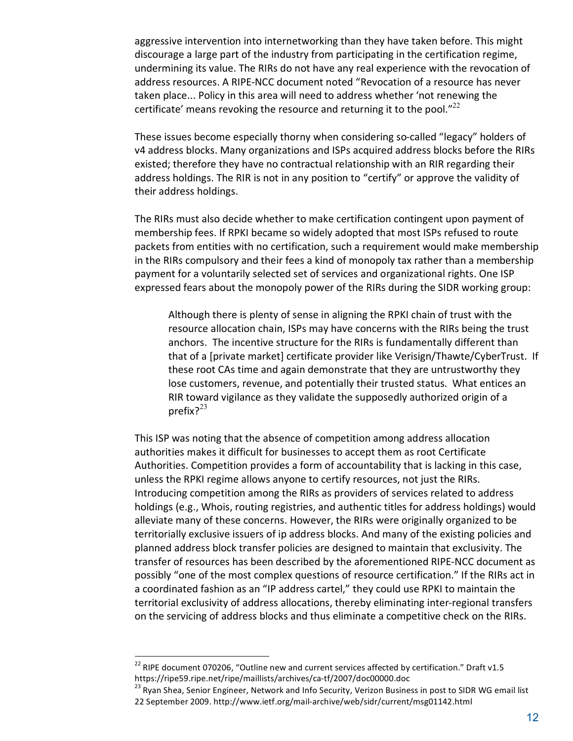aggressive intervention into internetworking than they have taken before. This might discourage a large part of the industry from participating in the certification regime, undermining its value. The RIRs do not have any real experience with the revocation of address resources. A RIPE-NCC document noted "Revocation of a resource has never taken place... Policy in this area will need to address whether 'not renewing the certificate' means revoking the resource and returning it to the pool."[22]

These issues become especially thorny when considering so-called "legacy" holders of v4 address blocks. Many organizations and ISPs acquired address blocks before the RIRs existed; therefore they have no contractual relationship with an RIR regarding their address holdings. The RIR is not in any position to "certify" or approve the validity of their address holdings.

The RIRs must also decide whether to make certification contingent upon payment of membership fees. If RPKI became so widely adopted that most ISPs refused to route packets from entities with no certification, such a requirement would make membership in the RIRs compulsory and their fees a kind of monopoly tax rather than a membership payment for a voluntarily selected set of services and organizational rights. One ISP expressed fears about the monopoly power of the RIRs during the SIDR working group:

> Although there is plenty of sense in aligning the RPKI chain of trust with the resource allocation chain, ISPs may have concerns with the RIRs being the trust anchors. The incentive structure for the RIRs is fundamentally different than that of a [private market] certificate provider like Verisign/Thawte/CyberTrust. If these root CAs time and again demonstrate that they are untrustworthy they lose customers, revenue, and potentially their trusted status. What entices an RIR toward vigilance as they validate the supposedly authorized origin of a prefix?[23]

This ISP was noting that the absence of competition among address allocation authorities makes it difficult for businesses to accept them as root Certificate Authorities. Competition provides a form of accountability that is lacking in this case, unless the RPKI regime allows anyone to certify resources, not just the RIRs. Introducing competition among the RIRs as providers of services related to address holdings (e.g., Whois, routing registries, and authentic titles for address holdings) would alleviate many of these concerns. However, the RIRs were originally organized to be territorially exclusive issuers of ip address blocks. And many of the existing policies and planned address block transfer policies are designed to maintain that exclusivity. The transfer of resources has been described by the aforementioned RIPE-NCC document as possibly "one of the most complex questions of resource certification." If the RIRs act in a coordinated fashion as an "IP address cartel," they could use RPKI to maintain the territorial exclusivity of address allocations, thereby eliminating inter-regional transfers on the servicing of address blocks and thus eliminate a competitive check on the RIRs.

---

[22] RIPE document 070206, "Outline new and current services affected by certification." Draft v1.5 https://ripe59.ripe.net/ripe/maillists/archives/ca-tf/2007/doc00000.doc

[23] Ryan Shea, Senior Engineer, Network and Info Security, Verizon Business in post to SIDR WG email list 22 September 2009. http://www.ietf.org/mail-archive/web/sidr/current/msg01142.html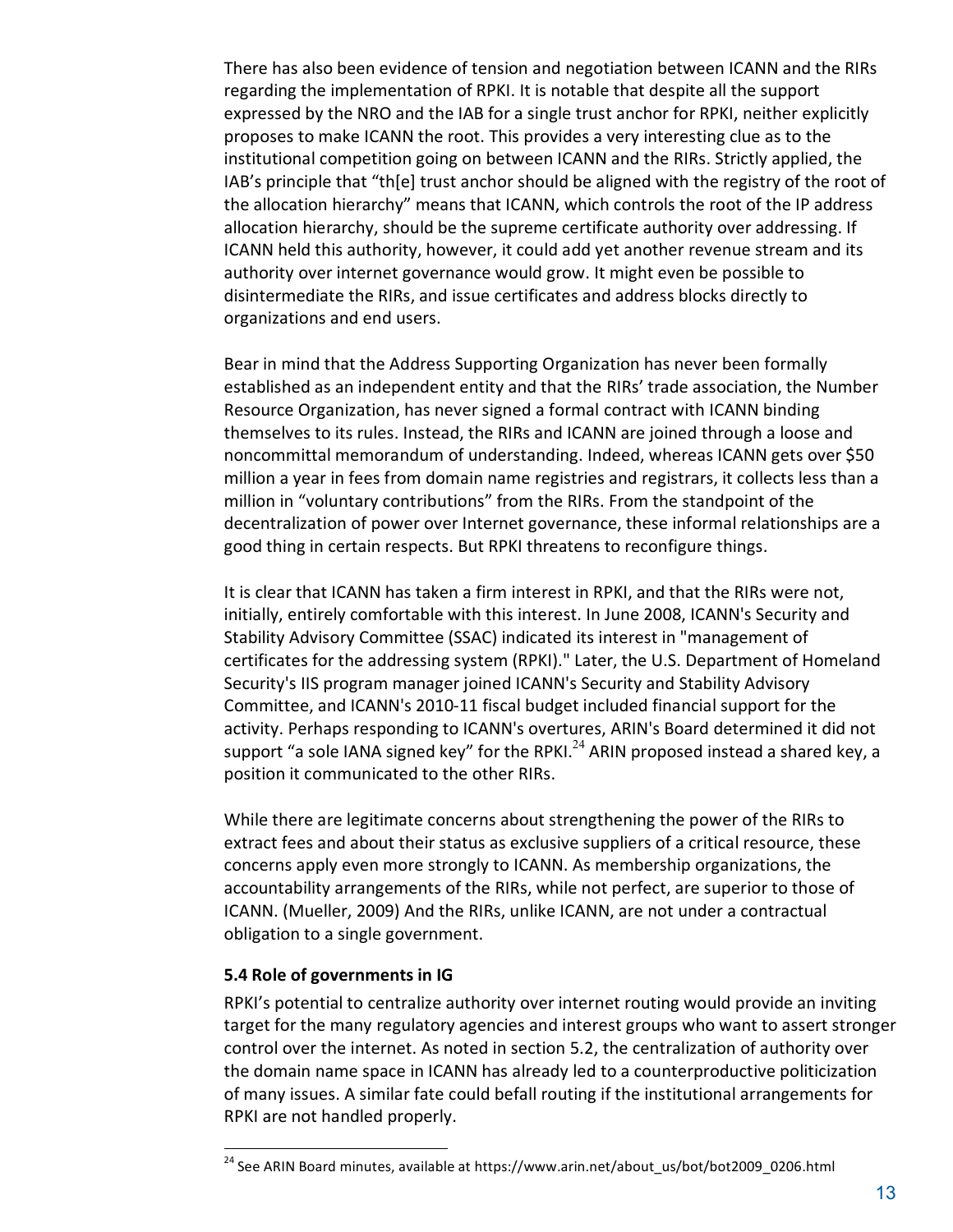There has also been evidence of tension and negotiation between ICANN and the RIRs regarding the implementation of RPKI. It is notable that despite all the support expressed by the NRO and the IAB for a single trust anchor for RPKI, neither explicitly proposes to make ICANN the root. This provides a very interesting clue as to the institutional competition going on between ICANN and the RIRs. Strictly applied, the IAB's principle that "th[e] trust anchor should be aligned with the registry of the root of the allocation hierarchy" means that ICANN, which controls the root of the IP address allocation hierarchy, should be the supreme certificate authority over addressing. If ICANN held this authority, however, it could add yet another revenue stream and its authority over internet governance would grow. It might even be possible to disintermediate the RIRs, and issue certificates and address blocks directly to organizations and end users.

Bear in mind that the Address Supporting Organization has never been formally established as an independent entity and that the RIRs' trade association, the Number Resource Organization, has never signed a formal contract with ICANN binding themselves to its rules. Instead, the RIRs and ICANN are joined through a loose and noncommittal memorandum of understanding. Indeed, whereas ICANN gets over $50 million a year in fees from domain name registries and registrars, it collects less than a million in "voluntary contributions" from the RIRs. From the standpoint of the decentralization of power over Internet governance, these informal relationships are a good thing in certain respects. But RPKI threatens to reconfigure things.

It is clear that ICANN has taken a firm interest in RPKI, and that the RIRs were not, initially, entirely comfortable with this interest. In June 2008, ICANN's Security and Stability Advisory Committee (SSAC) indicated its interest in "management of certificates for the addressing system (RPKI)." Later, the U.S. Department of Homeland Security's IIS program manager joined ICANN's Security and Stability Advisory Committee, and ICANN's 2010-11 fiscal budget included financial support for the activity. Perhaps responding to ICANN's overtures, ARIN's Board determined it did not support "a sole IANA signed key" for the RPKI.[24] ARIN proposed instead a shared key, a position it communicated to the other RIRs.

While there are legitimate concerns about strengthening the power of the RIRs to extract fees and about their status as exclusive suppliers of a critical resource, these concerns apply even more strongly to ICANN. As membership organizations, the accountability arrangements of the RIRs, while not perfect, are superior to those of ICANN. (Mueller, 2009) And the RIRs, unlike ICANN, are not under a contractual obligation to a single government.

### 5.4 Role of governments in IG

RPKI's potential to centralize authority over internet routing would provide an inviting target for the many regulatory agencies and interest groups who want to assert stronger control over the internet. As noted in section 5.2, the centralization of authority over the domain name space in ICANN has already led to a counterproductive politicization of many issues. A similar fate could befall routing if the institutional arrangements for RPKI are not handled properly.

[24] See ARIN Board minutes, available at https://www.arin.net/about_us/bot/bot2009_0206.html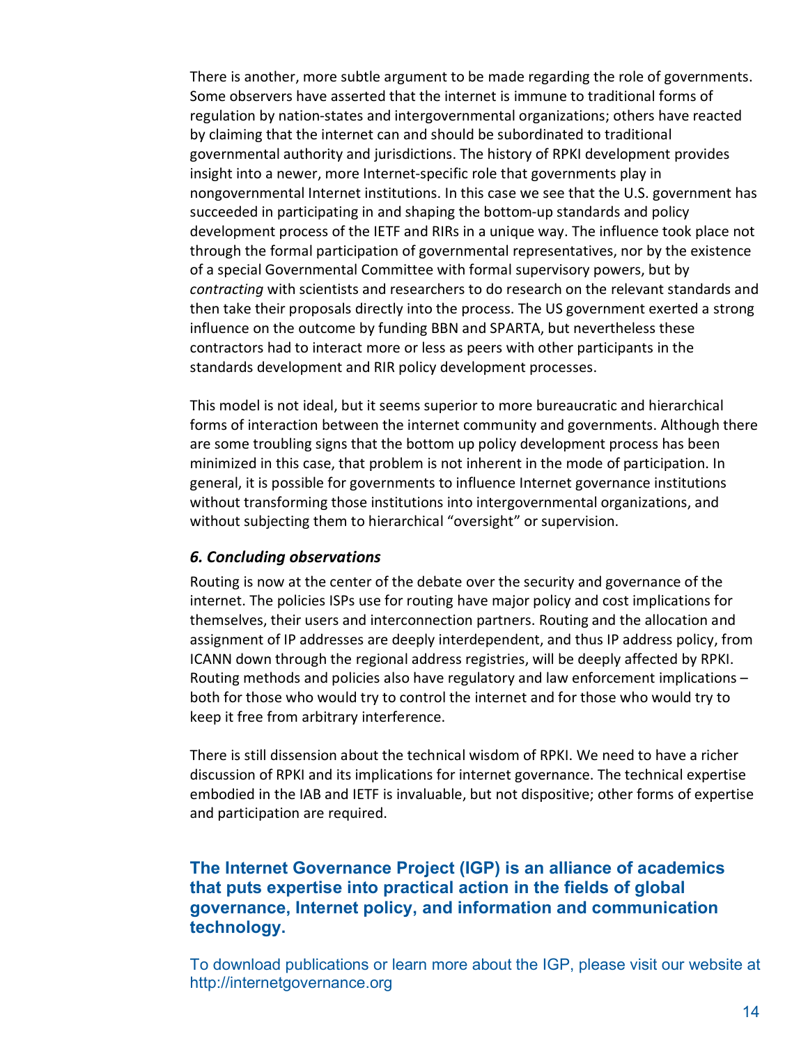There is another, more subtle argument to be made regarding the role of governments. Some observers have asserted that the internet is immune to traditional forms of regulation by nation-states and intergovernmental organizations; others have reacted by claiming that the internet can and should be subordinated to traditional governmental authority and jurisdictions. The history of RPKI development provides insight into a newer, more Internet-specific role that governments play in nongovernmental Internet institutions. In this case we see that the U.S. government has succeeded in participating in and shaping the bottom-up standards and policy development process of the IETF and RIRs in a unique way. The influence took place not through the formal participation of governmental representatives, nor by the existence of a special Governmental Committee with formal supervisory powers, but by *contracting* with scientists and researchers to do research on the relevant standards and then take their proposals directly into the process. The US government exerted a strong influence on the outcome by funding BBN and SPARTA, but nevertheless these contractors had to interact more or less as peers with other participants in the standards development and RIR policy development processes.

This model is not ideal, but it seems superior to more bureaucratic and hierarchical forms of interaction between the internet community and governments. Although there are some troubling signs that the bottom up policy development process has been minimized in this case, that problem is not inherent in the mode of participation. In general, it is possible for governments to influence Internet governance institutions without transforming those institutions into intergovernmental organizations, and without subjecting them to hierarchical "oversight" or supervision.

### *6. Concluding observations*

Routing is now at the center of the debate over the security and governance of the internet. The policies ISPs use for routing have major policy and cost implications for themselves, their users and interconnection partners. Routing and the allocation and assignment of IP addresses are deeply interdependent, and thus IP address policy, from ICANN down through the regional address registries, will be deeply affected by RPKI. Routing methods and policies also have regulatory and law enforcement implications – both for those who would try to control the internet and for those who would try to keep it free from arbitrary interference.

There is still dissension about the technical wisdom of RPKI. We need to have a richer discussion of RPKI and its implications for internet governance. The technical expertise embodied in the IAB and IETF is invaluable, but not dispositive; other forms of expertise and participation are required.

**The Internet Governance Project (IGP) is an alliance of academics that puts expertise into practical action in the fields of global governance, Internet policy, and information and communication technology.**

To download publications or learn more about the IGP, please visit our website at http://internetgovernance.org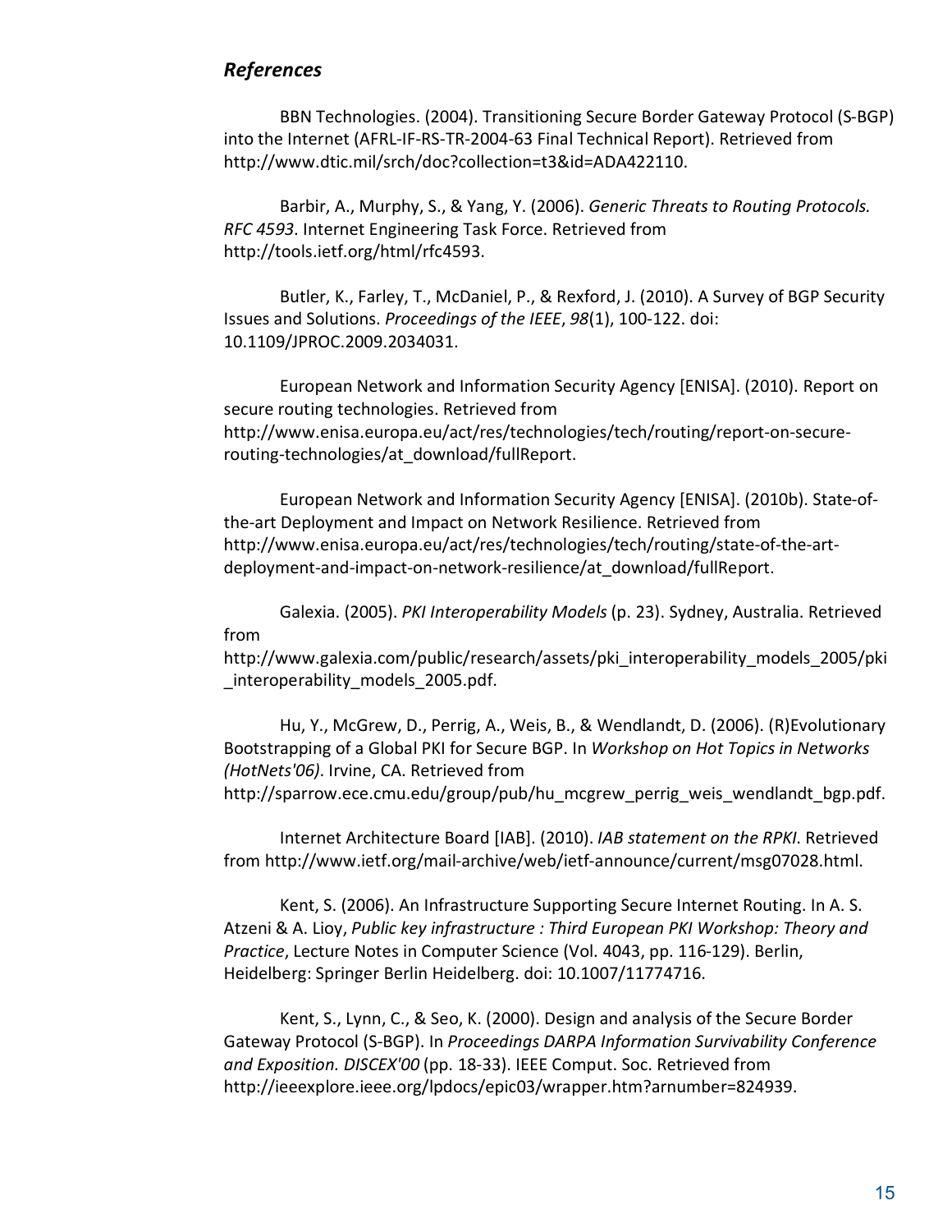### *References*

BBN Technologies. (2004). Transitioning Secure Border Gateway Protocol (S-BGP) into the Internet (AFRL-IF-RS-TR-2004-63 Final Technical Report). Retrieved from http://www.dtic.mil/srch/doc?collection=t3&id=ADA422110.

Barbir, A., Murphy, S., & Yang, Y. (2006). *Generic Threats to Routing Protocols. RFC 4593*. Internet Engineering Task Force. Retrieved from http://tools.ietf.org/html/rfc4593.

Butler, K., Farley, T., McDaniel, P., & Rexford, J. (2010). A Survey of BGP Security Issues and Solutions. *Proceedings of the IEEE*, *98*(1), 100-122. doi: 10.1109/JPROC.2009.2034031.

European Network and Information Security Agency [ENISA]. (2010). Report on secure routing technologies. Retrieved from http://www.enisa.europa.eu/act/res/technologies/tech/routing/report-on-secure-routing-technologies/at_download/fullReport.

European Network and Information Security Agency [ENISA]. (2010b). State-of-the-art Deployment and Impact on Network Resilience. Retrieved from http://www.enisa.europa.eu/act/res/technologies/tech/routing/state-of-the-art-deployment-and-impact-on-network-resilience/at_download/fullReport.

Galexia. (2005). *PKI Interoperability Models* (p. 23). Sydney, Australia. Retrieved from http://www.galexia.com/public/research/assets/pki_interoperability_models_2005/pki_interoperability_models_2005.pdf.

Hu, Y., McGrew, D., Perrig, A., Weis, B., & Wendlandt, D. (2006). (R)Evolutionary Bootstrapping of a Global PKI for Secure BGP. In *Workshop on Hot Topics in Networks (HotNets'06)*. Irvine, CA. Retrieved from http://sparrow.ece.cmu.edu/group/pub/hu_mcgrew_perrig_weis_wendlandt_bgp.pdf.

Internet Architecture Board [IAB]. (2010). *IAB statement on the RPKI*. Retrieved from http://www.ietf.org/mail-archive/web/ietf-announce/current/msg07028.html.

Kent, S. (2006). An Infrastructure Supporting Secure Internet Routing. In A. S. Atzeni & A. Lioy, *Public key infrastructure : Third European PKI Workshop: Theory and Practice*, Lecture Notes in Computer Science (Vol. 4043, pp. 116-129). Berlin, Heidelberg: Springer Berlin Heidelberg. doi: 10.1007/11774716.

Kent, S., Lynn, C., & Seo, K. (2000). Design and analysis of the Secure Border Gateway Protocol (S-BGP). In *Proceedings DARPA Information Survivability Conference and Exposition. DISCEX'00* (pp. 18-33). IEEE Comput. Soc. Retrieved from http://ieeexplore.ieee.org/lpdocs/epic03/wrapper.htm?arnumber=824939.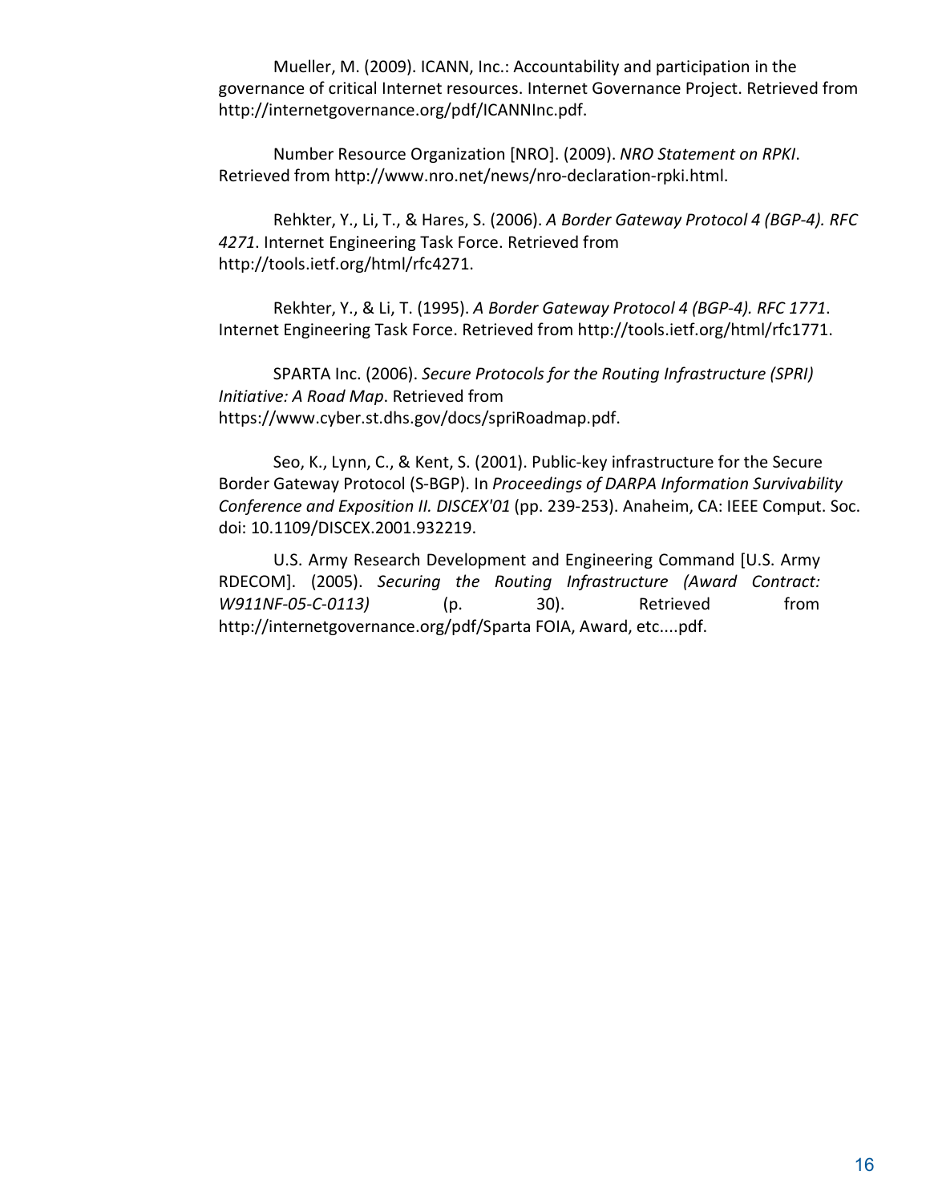Mueller, M. (2009). ICANN, Inc.: Accountability and participation in the governance of critical Internet resources. Internet Governance Project. Retrieved from http://internetgovernance.org/pdf/ICANNInc.pdf.

Number Resource Organization [NRO]. (2009). *NRO Statement on RPKI*. Retrieved from http://www.nro.net/news/nro-declaration-rpki.html.

Rehkter, Y., Li, T., & Hares, S. (2006). *A Border Gateway Protocol 4 (BGP-4). RFC 4271*. Internet Engineering Task Force. Retrieved from http://tools.ietf.org/html/rfc4271.

Rekhter, Y., & Li, T. (1995). *A Border Gateway Protocol 4 (BGP-4). RFC 1771*. Internet Engineering Task Force. Retrieved from http://tools.ietf.org/html/rfc1771.

SPARTA Inc. (2006). *Secure Protocols for the Routing Infrastructure (SPRI) Initiative: A Road Map*. Retrieved from https://www.cyber.st.dhs.gov/docs/spriRoadmap.pdf.

Seo, K., Lynn, C., & Kent, S. (2001). Public-key infrastructure for the Secure Border Gateway Protocol (S-BGP). In *Proceedings of DARPA Information Survivability Conference and Exposition II. DISCEX'01* (pp. 239-253). Anaheim, CA: IEEE Comput. Soc. doi: 10.1109/DISCEX.2001.932219.

U.S. Army Research Development and Engineering Command [U.S. Army RDECOM]. (2005). *Securing the Routing Infrastructure (Award Contract: W911NF-05-C-0113)* (p. 30). Retrieved from http://internetgovernance.org/pdf/Sparta FOIA, Award, etc....pdf.